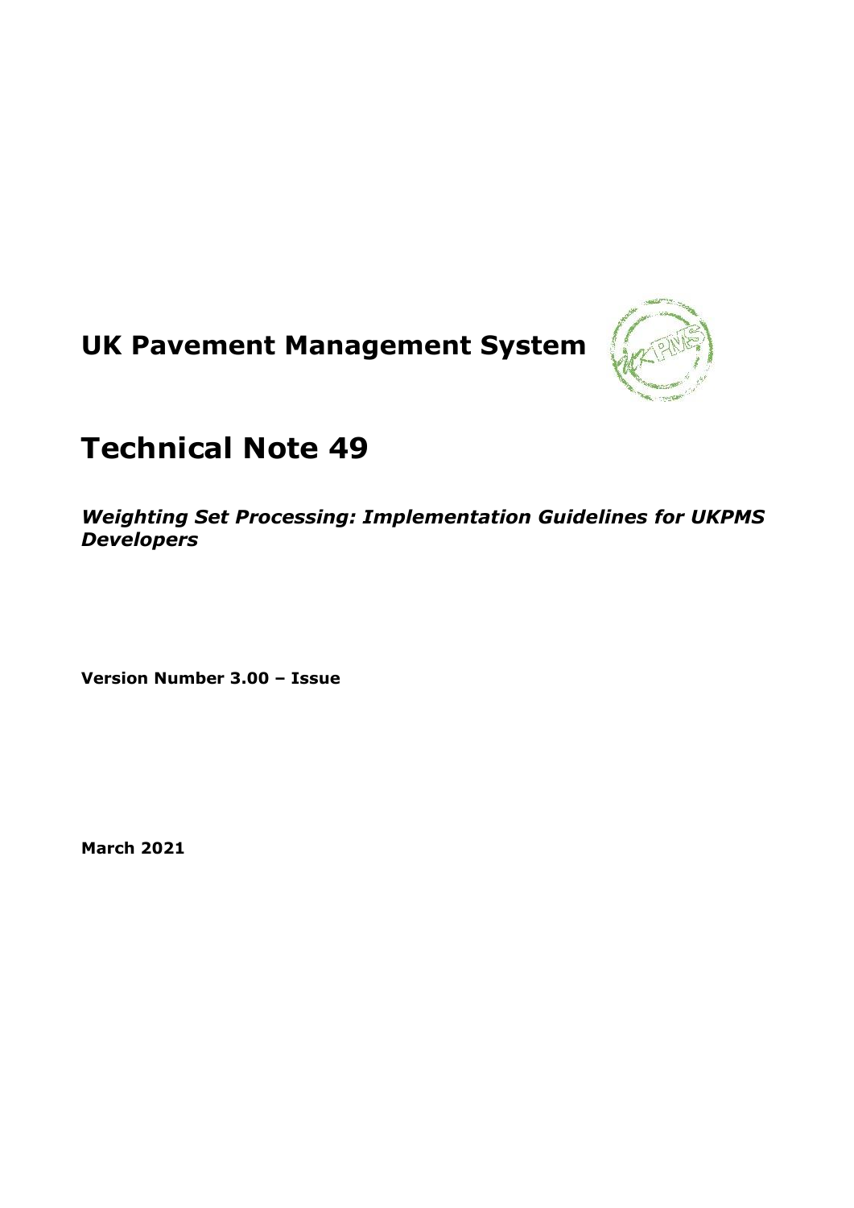# UK Pavement Management System

# Technical Note 49

***Weighting Set Processing: Implementation Guidelines for UKPMS Developers***

**Version Number 3.00 – Issue**

**March 2021**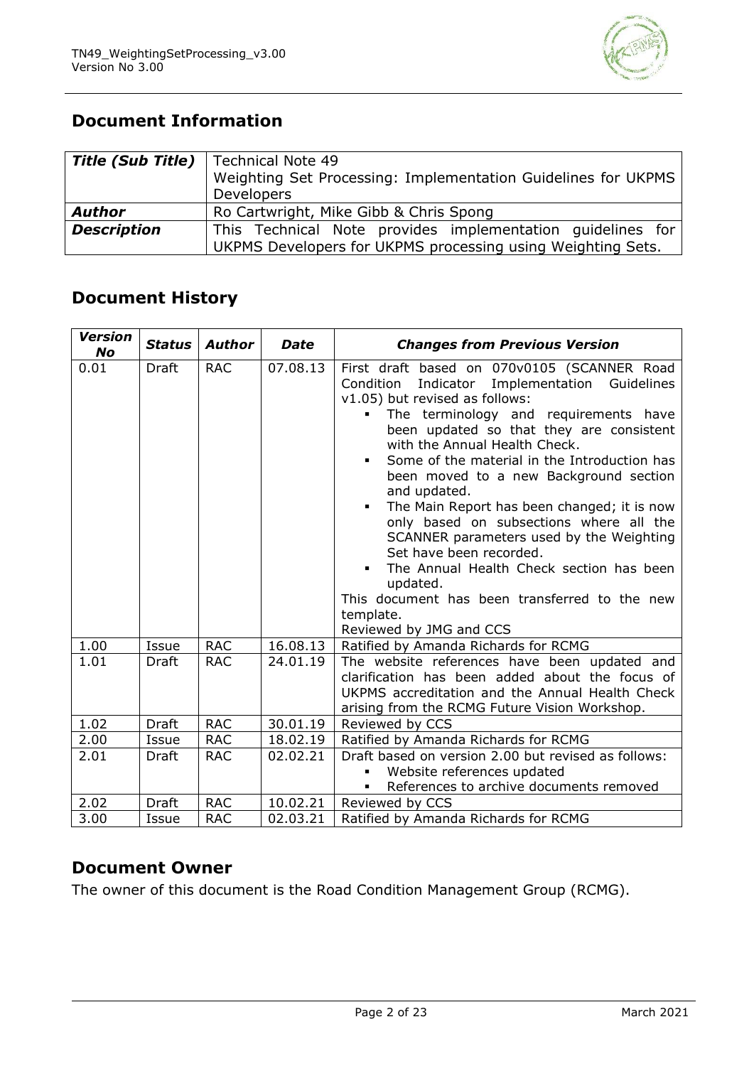## Document Information

| *Title (Sub Title)* | Technical Note 49<br>Weighting Set Processing: Implementation Guidelines for UKPMS Developers |
|---|---|
| ***Author*** | Ro Cartwright, Mike Gibb & Chris Spong |
| ***Description*** | This Technical Note provides implementation guidelines for UKPMS Developers for UKPMS processing using Weighting Sets. |

## Document History

| *Version No* | *Status* | *Author* | *Date* | *Changes from Previous Version* |
|---|---|---|---|---|
| 0.01 | Draft | RAC | 07.08.13 | First draft based on 070v0105 (SCANNER Road Condition Indicator Implementation Guidelines v1.05) but revised as follows:<br>▪ The terminology and requirements have been updated so that they are consistent with the Annual Health Check.<br>▪ Some of the material in the Introduction has been moved to a new Background section and updated.<br>▪ The Main Report has been changed; it is now only based on subsections where all the SCANNER parameters used by the Weighting Set have been recorded.<br>▪ The Annual Health Check section has been updated.<br>This document has been transferred to the new template.<br>Reviewed by JMG and CCS |
| 1.00 | Issue | RAC | 16.08.13 | Ratified by Amanda Richards for RCMG |
| 1.01 | Draft | RAC | 24.01.19 | The website references have been updated and clarification has been added about the focus of UKPMS accreditation and the Annual Health Check arising from the RCMG Future Vision Workshop. |
| 1.02 | Draft | RAC | 30.01.19 | Reviewed by CCS |
| 2.00 | Issue | RAC | 18.02.19 | Ratified by Amanda Richards for RCMG |
| 2.01 | Draft | RAC | 02.02.21 | Draft based on version 2.00 but revised as follows:<br>▪ Website references updated<br>▪ References to archive documents removed |
| 2.02 | Draft | RAC | 10.02.21 | Reviewed by CCS |
| 3.00 | Issue | RAC | 02.03.21 | Ratified by Amanda Richards for RCMG |

## Document Owner

The owner of this document is the Road Condition Management Group (RCMG).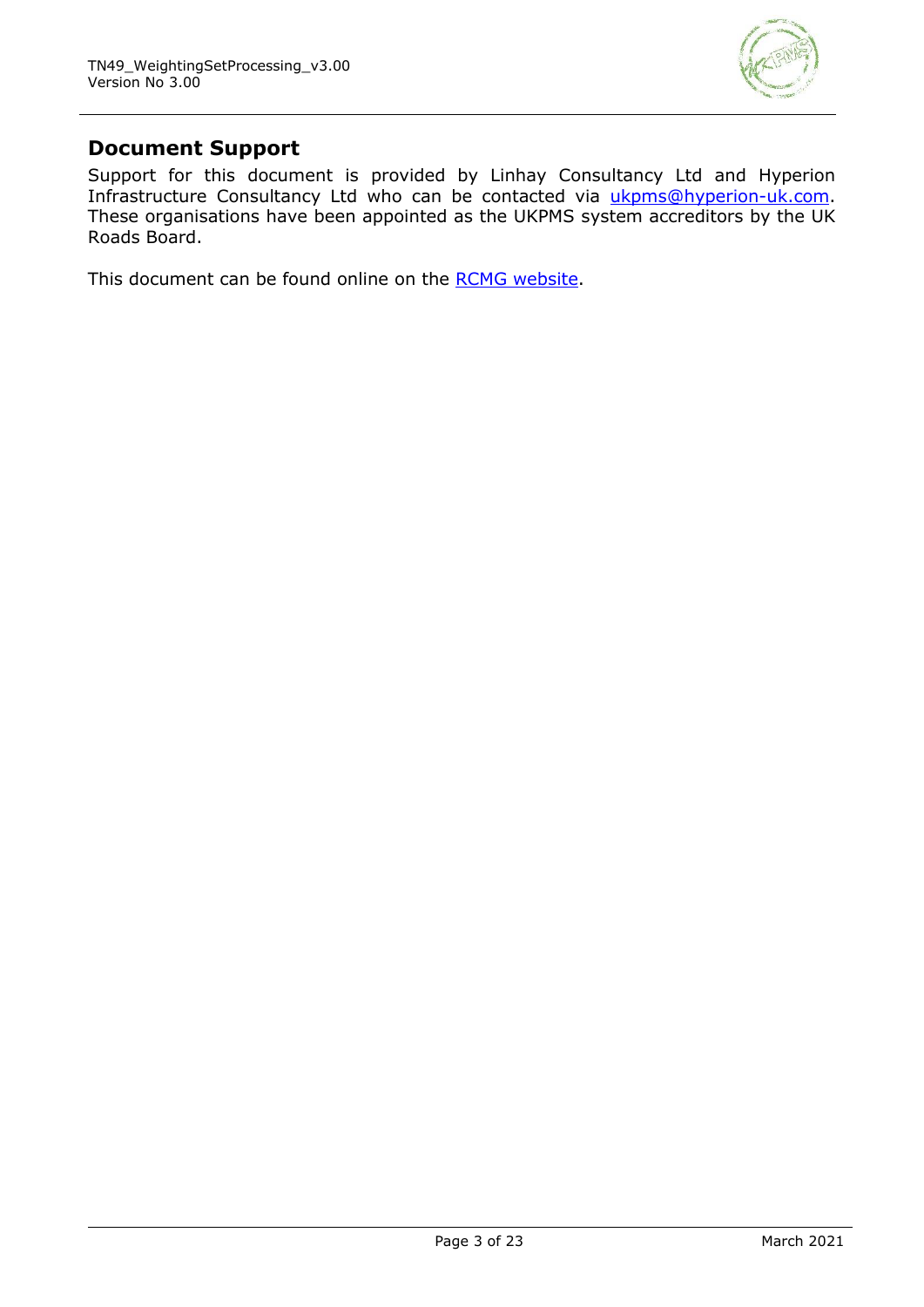## Document Support

Support for this document is provided by Linhay Consultancy Ltd and Hyperion Infrastructure Consultancy Ltd who can be contacted via ukpms@hyperion-uk.com. These organisations have been appointed as the UKPMS system accreditors by the UK Roads Board.

This document can be found online on the RCMG website.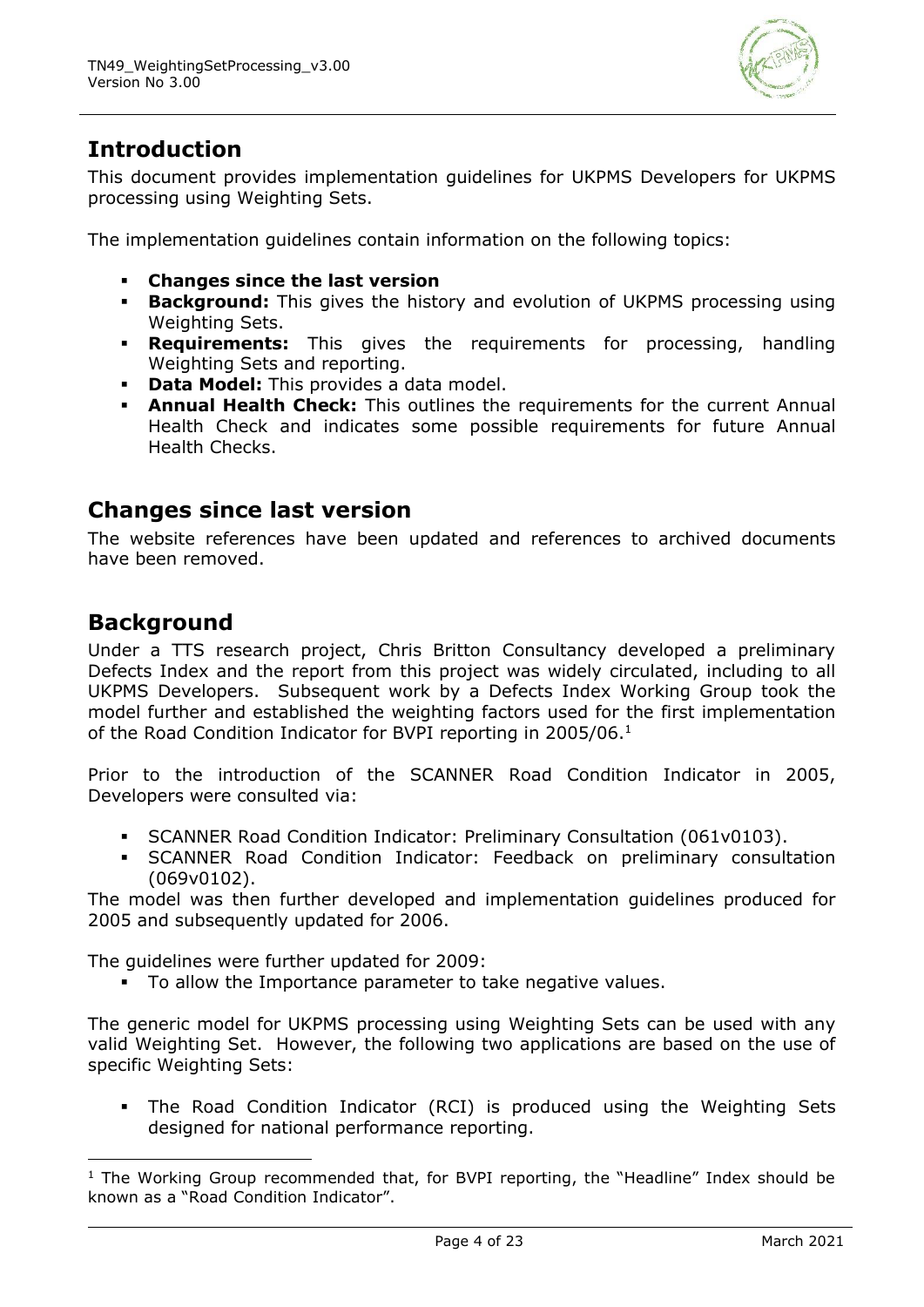## Introduction

This document provides implementation guidelines for UKPMS Developers for UKPMS processing using Weighting Sets.

The implementation guidelines contain information on the following topics:

- **Changes since the last version**
- **Background:** This gives the history and evolution of UKPMS processing using Weighting Sets.
- **Requirements:** This gives the requirements for processing, handling Weighting Sets and reporting.
- **Data Model:** This provides a data model.
- **Annual Health Check:** This outlines the requirements for the current Annual Health Check and indicates some possible requirements for future Annual Health Checks.

## Changes since last version

The website references have been updated and references to archived documents have been removed.

## Background

Under a TTS research project, Chris Britton Consultancy developed a preliminary Defects Index and the report from this project was widely circulated, including to all UKPMS Developers. Subsequent work by a Defects Index Working Group took the model further and established the weighting factors used for the first implementation of the Road Condition Indicator for BVPI reporting in 2005/06.[1]

Prior to the introduction of the SCANNER Road Condition Indicator in 2005, Developers were consulted via:

- SCANNER Road Condition Indicator: Preliminary Consultation (061v0103).
- SCANNER Road Condition Indicator: Feedback on preliminary consultation (069v0102).

The model was then further developed and implementation guidelines produced for 2005 and subsequently updated for 2006.

The guidelines were further updated for 2009:

- To allow the Importance parameter to take negative values.

The generic model for UKPMS processing using Weighting Sets can be used with any valid Weighting Set. However, the following two applications are based on the use of specific Weighting Sets:

- The Road Condition Indicator (RCI) is produced using the Weighting Sets designed for national performance reporting.

[1] The Working Group recommended that, for BVPI reporting, the "Headline" Index should be known as a "Road Condition Indicator".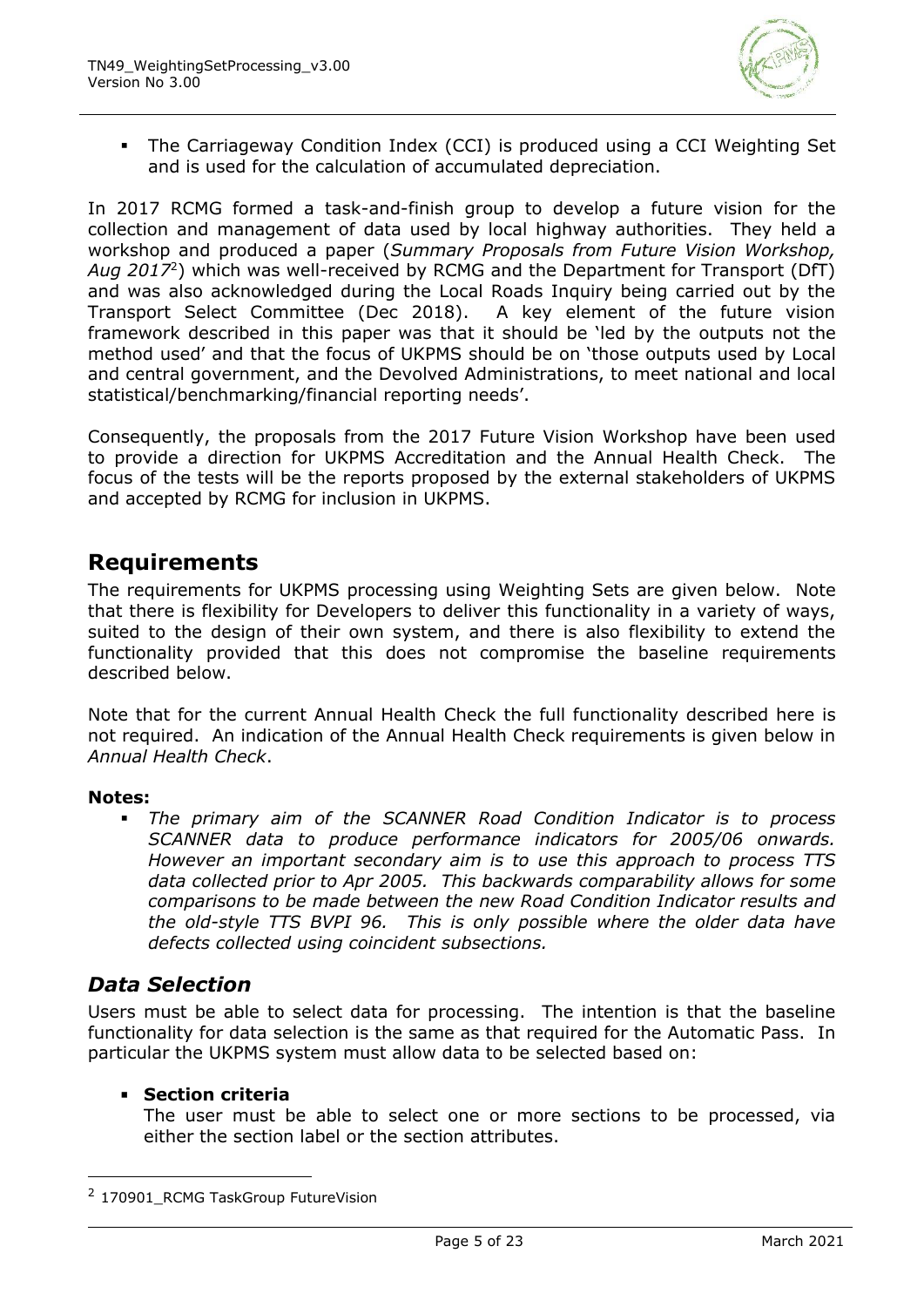- The Carriageway Condition Index (CCI) is produced using a CCI Weighting Set and is used for the calculation of accumulated depreciation.

In 2017 RCMG formed a task-and-finish group to develop a future vision for the collection and management of data used by local highway authorities. They held a workshop and produced a paper (*Summary Proposals from Future Vision Workshop, Aug 2017*[2]) which was well-received by RCMG and the Department for Transport (DfT) and was also acknowledged during the Local Roads Inquiry being carried out by the Transport Select Committee (Dec 2018). A key element of the future vision framework described in this paper was that it should be 'led by the outputs not the method used' and that the focus of UKPMS should be on 'those outputs used by Local and central government, and the Devolved Administrations, to meet national and local statistical/benchmarking/financial reporting needs'.

Consequently, the proposals from the 2017 Future Vision Workshop have been used to provide a direction for UKPMS Accreditation and the Annual Health Check. The focus of the tests will be the reports proposed by the external stakeholders of UKPMS and accepted by RCMG for inclusion in UKPMS.

## Requirements

The requirements for UKPMS processing using Weighting Sets are given below. Note that there is flexibility for Developers to deliver this functionality in a variety of ways, suited to the design of their own system, and there is also flexibility to extend the functionality provided that this does not compromise the baseline requirements described below.

Note that for the current Annual Health Check the full functionality described here is not required. An indication of the Annual Health Check requirements is given below in *Annual Health Check*.

**Notes:**

- *The primary aim of the SCANNER Road Condition Indicator is to process SCANNER data to produce performance indicators for 2005/06 onwards. However an important secondary aim is to use this approach to process TTS data collected prior to Apr 2005. This backwards comparability allows for some comparisons to be made between the new Road Condition Indicator results and the old-style TTS BVPI 96. This is only possible where the older data have defects collected using coincident subsections.*

### *Data Selection*

Users must be able to select data for processing. The intention is that the baseline functionality for data selection is the same as that required for the Automatic Pass. In particular the UKPMS system must allow data to be selected based on:

- **Section criteria**
  The user must be able to select one or more sections to be processed, via either the section label or the section attributes.

[2] 170901_RCMG TaskGroup FutureVision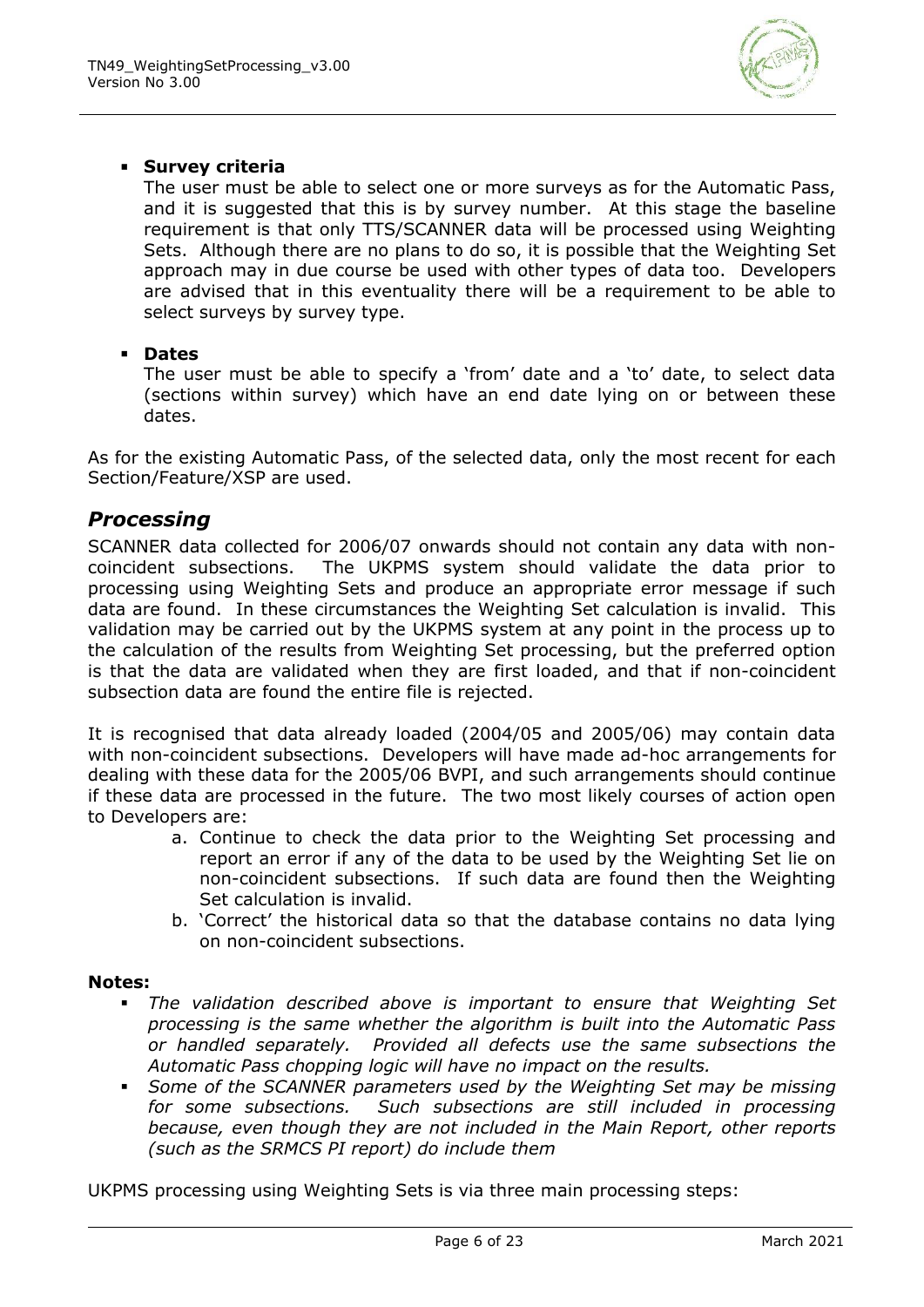- **Survey criteria**
  The user must be able to select one or more surveys as for the Automatic Pass, and it is suggested that this is by survey number. At this stage the baseline requirement is that only TTS/SCANNER data will be processed using Weighting Sets. Although there are no plans to do so, it is possible that the Weighting Set approach may in due course be used with other types of data too. Developers are advised that in this eventuality there will be a requirement to be able to select surveys by survey type.

- **Dates**
  The user must be able to specify a 'from' date and a 'to' date, to select data (sections within survey) which have an end date lying on or between these dates.

As for the existing Automatic Pass, of the selected data, only the most recent for each Section/Feature/XSP are used.

## *Processing*

SCANNER data collected for 2006/07 onwards should not contain any data with non-coincident subsections. The UKPMS system should validate the data prior to processing using Weighting Sets and produce an appropriate error message if such data are found. In these circumstances the Weighting Set calculation is invalid. This validation may be carried out by the UKPMS system at any point in the process up to the calculation of the results from Weighting Set processing, but the preferred option is that the data are validated when they are first loaded, and that if non-coincident subsection data are found the entire file is rejected.

It is recognised that data already loaded (2004/05 and 2005/06) may contain data with non-coincident subsections. Developers will have made ad-hoc arrangements for dealing with these data for the 2005/06 BVPI, and such arrangements should continue if these data are processed in the future. The two most likely courses of action open to Developers are:

a. Continue to check the data prior to the Weighting Set processing and report an error if any of the data to be used by the Weighting Set lie on non-coincident subsections. If such data are found then the Weighting Set calculation is invalid.
b. 'Correct' the historical data so that the database contains no data lying on non-coincident subsections.

**Notes:**

- *The validation described above is important to ensure that Weighting Set processing is the same whether the algorithm is built into the Automatic Pass or handled separately. Provided all defects use the same subsections the Automatic Pass chopping logic will have no impact on the results.*
- *Some of the SCANNER parameters used by the Weighting Set may be missing for some subsections. Such subsections are still included in processing because, even though they are not included in the Main Report, other reports (such as the SRMCS PI report) do include them*

UKPMS processing using Weighting Sets is via three main processing steps: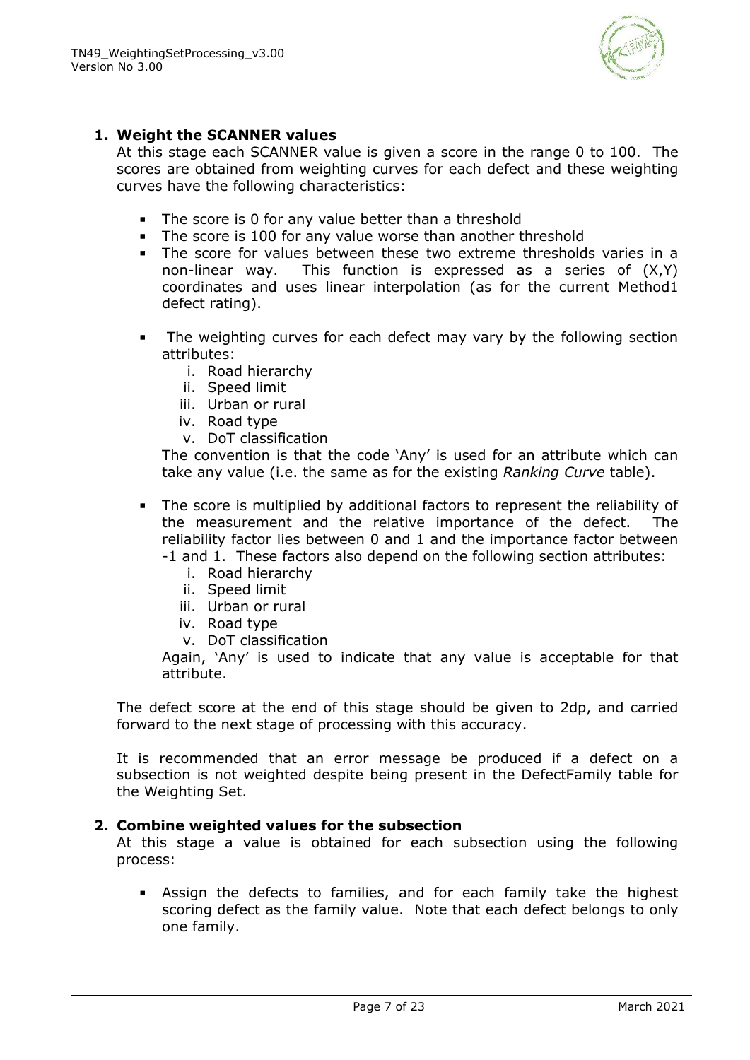1. **Weight the SCANNER values**

   At this stage each SCANNER value is given a score in the range 0 to 100. The scores are obtained from weighting curves for each defect and these weighting curves have the following characteristics:

   - The score is 0 for any value better than a threshold
   - The score is 100 for any value worse than another threshold
   - The score for values between these two extreme thresholds varies in a non-linear way. This function is expressed as a series of (X,Y) coordinates and uses linear interpolation (as for the current Method1 defect rating).
   - The weighting curves for each defect may vary by the following section attributes:
     1. Road hierarchy
     2. Speed limit
     3. Urban or rural
     4. Road type
     5. DoT classification

     The convention is that the code 'Any' is used for an attribute which can take any value (i.e. the same as for the existing *Ranking Curve* table).
   - The score is multiplied by additional factors to represent the reliability of the measurement and the relative importance of the defect. The reliability factor lies between 0 and 1 and the importance factor between -1 and 1. These factors also depend on the following section attributes:
     1. Road hierarchy
     2. Speed limit
     3. Urban or rural
     4. Road type
     5. DoT classification

     Again, 'Any' is used to indicate that any value is acceptable for that attribute.

   The defect score at the end of this stage should be given to 2dp, and carried forward to the next stage of processing with this accuracy.

   It is recommended that an error message be produced if a defect on a subsection is not weighted despite being present in the DefectFamily table for the Weighting Set.

2. **Combine weighted values for the subsection**

   At this stage a value is obtained for each subsection using the following process:

   - Assign the defects to families, and for each family take the highest scoring defect as the family value. Note that each defect belongs to only one family.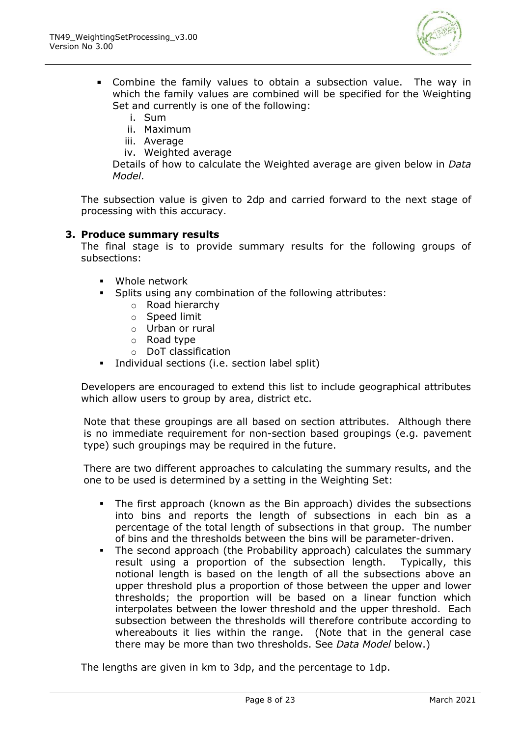- Combine the family values to obtain a subsection value. The way in which the family values are combined will be specified for the Weighting Set and currently is one of the following:
    i. Sum
    ii. Maximum
    iii. Average
    iv. Weighted average

  Details of how to calculate the Weighted average are given below in *Data Model*.

The subsection value is given to 2dp and carried forward to the next stage of processing with this accuracy.

**3. Produce summary results**

The final stage is to provide summary results for the following groups of subsections:

- Whole network
- Splits using any combination of the following attributes:
    - Road hierarchy
    - Speed limit
    - Urban or rural
    - Road type
    - DoT classification
- Individual sections (i.e. section label split)

Developers are encouraged to extend this list to include geographical attributes which allow users to group by area, district etc.

Note that these groupings are all based on section attributes. Although there is no immediate requirement for non-section based groupings (e.g. pavement type) such groupings may be required in the future.

There are two different approaches to calculating the summary results, and the one to be used is determined by a setting in the Weighting Set:

- The first approach (known as the Bin approach) divides the subsections into bins and reports the length of subsections in each bin as a percentage of the total length of subsections in that group. The number of bins and the thresholds between the bins will be parameter-driven.
- The second approach (the Probability approach) calculates the summary result using a proportion of the subsection length. Typically, this notional length is based on the length of all the subsections above an upper threshold plus a proportion of those between the upper and lower thresholds; the proportion will be based on a linear function which interpolates between the lower threshold and the upper threshold. Each subsection between the thresholds will therefore contribute according to whereabouts it lies within the range. (Note that in the general case there may be more than two thresholds. See *Data Model* below.)

The lengths are given in km to 3dp, and the percentage to 1dp.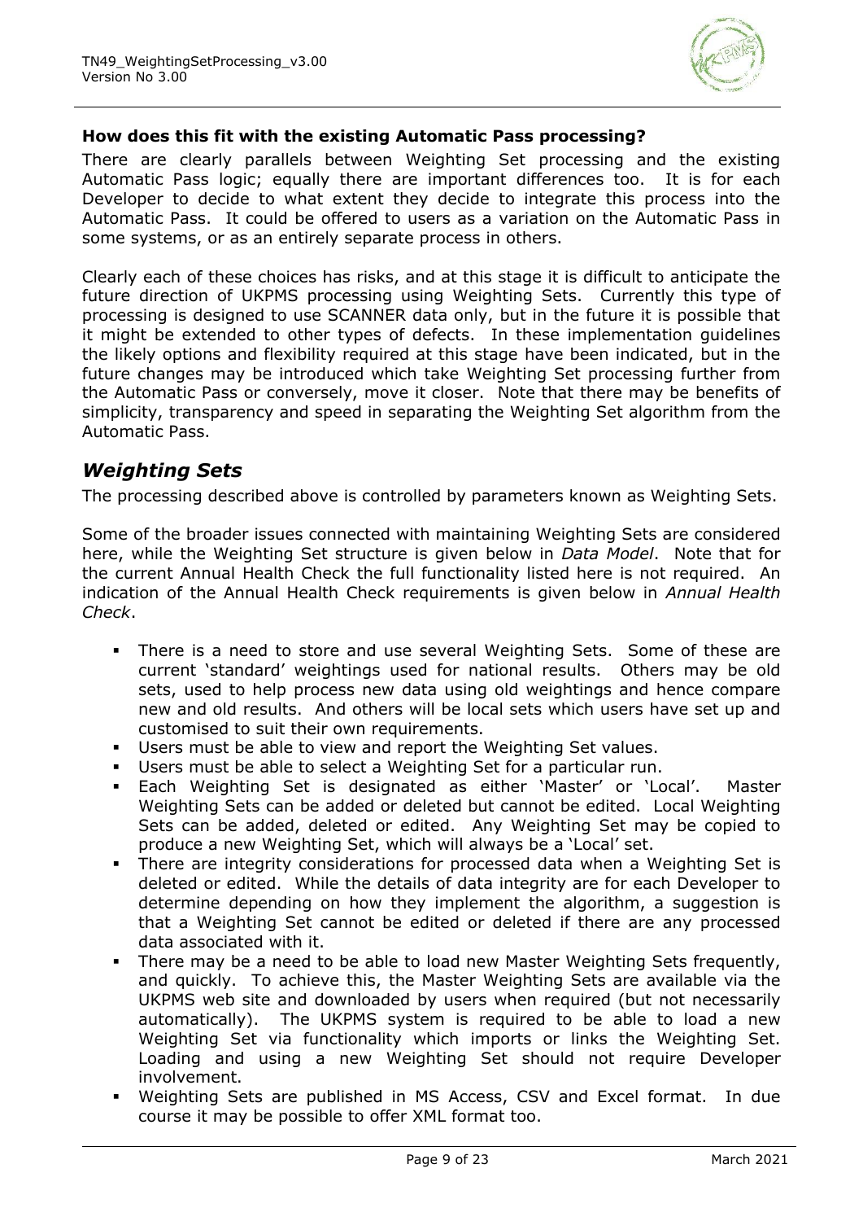**How does this fit with the existing Automatic Pass processing?**

There are clearly parallels between Weighting Set processing and the existing Automatic Pass logic; equally there are important differences too. It is for each Developer to decide to what extent they decide to integrate this process into the Automatic Pass. It could be offered to users as a variation on the Automatic Pass in some systems, or as an entirely separate process in others.

Clearly each of these choices has risks, and at this stage it is difficult to anticipate the future direction of UKPMS processing using Weighting Sets. Currently this type of processing is designed to use SCANNER data only, but in the future it is possible that it might be extended to other types of defects. In these implementation guidelines the likely options and flexibility required at this stage have been indicated, but in the future changes may be introduced which take Weighting Set processing further from the Automatic Pass or conversely, move it closer. Note that there may be benefits of simplicity, transparency and speed in separating the Weighting Set algorithm from the Automatic Pass.

## *Weighting Sets*

The processing described above is controlled by parameters known as Weighting Sets.

Some of the broader issues connected with maintaining Weighting Sets are considered here, while the Weighting Set structure is given below in *Data Model*. Note that for the current Annual Health Check the full functionality listed here is not required. An indication of the Annual Health Check requirements is given below in *Annual Health Check*.

- There is a need to store and use several Weighting Sets. Some of these are current 'standard' weightings used for national results. Others may be old sets, used to help process new data using old weightings and hence compare new and old results. And others will be local sets which users have set up and customised to suit their own requirements.
- Users must be able to view and report the Weighting Set values.
- Users must be able to select a Weighting Set for a particular run.
- Each Weighting Set is designated as either 'Master' or 'Local'. Master Weighting Sets can be added or deleted but cannot be edited. Local Weighting Sets can be added, deleted or edited. Any Weighting Set may be copied to produce a new Weighting Set, which will always be a 'Local' set.
- There are integrity considerations for processed data when a Weighting Set is deleted or edited. While the details of data integrity are for each Developer to determine depending on how they implement the algorithm, a suggestion is that a Weighting Set cannot be edited or deleted if there are any processed data associated with it.
- There may be a need to be able to load new Master Weighting Sets frequently, and quickly. To achieve this, the Master Weighting Sets are available via the UKPMS web site and downloaded by users when required (but not necessarily automatically). The UKPMS system is required to be able to load a new Weighting Set via functionality which imports or links the Weighting Set. Loading and using a new Weighting Set should not require Developer involvement.
- Weighting Sets are published in MS Access, CSV and Excel format. In due course it may be possible to offer XML format too.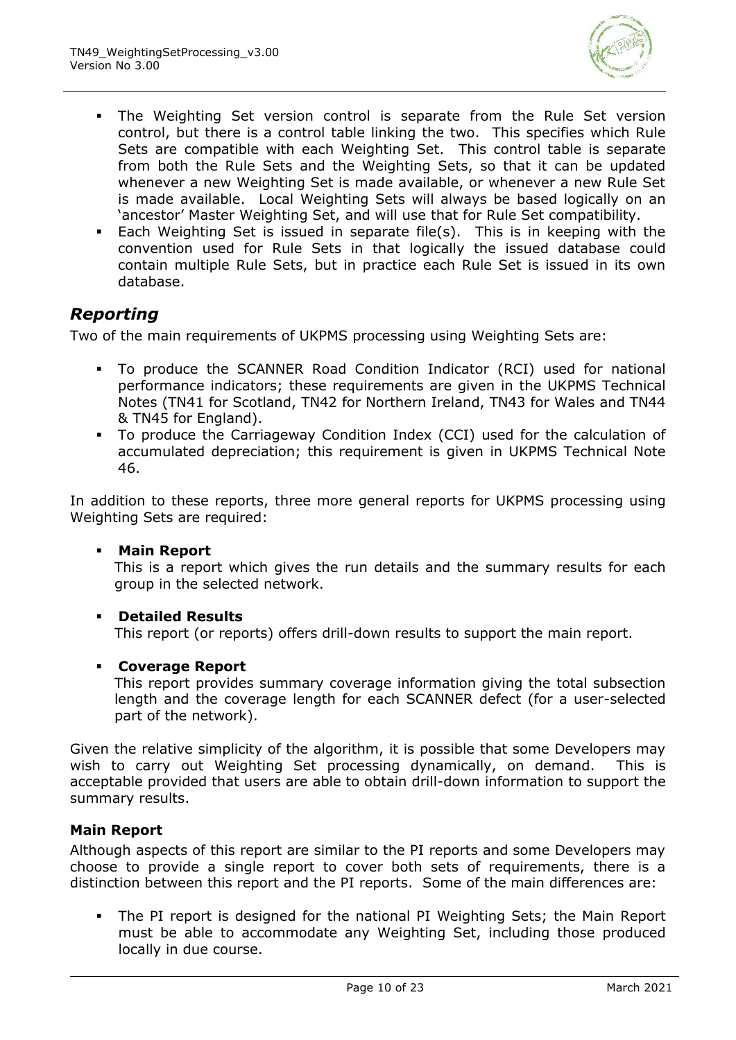- The Weighting Set version control is separate from the Rule Set version control, but there is a control table linking the two. This specifies which Rule Sets are compatible with each Weighting Set. This control table is separate from both the Rule Sets and the Weighting Sets, so that it can be updated whenever a new Weighting Set is made available, or whenever a new Rule Set is made available. Local Weighting Sets will always be based logically on an 'ancestor' Master Weighting Set, and will use that for Rule Set compatibility.
- Each Weighting Set is issued in separate file(s). This is in keeping with the convention used for Rule Sets in that logically the issued database could contain multiple Rule Sets, but in practice each Rule Set is issued in its own database.

## *Reporting*

Two of the main requirements of UKPMS processing using Weighting Sets are:

- To produce the SCANNER Road Condition Indicator (RCI) used for national performance indicators; these requirements are given in the UKPMS Technical Notes (TN41 for Scotland, TN42 for Northern Ireland, TN43 for Wales and TN44 & TN45 for England).
- To produce the Carriageway Condition Index (CCI) used for the calculation of accumulated depreciation; this requirement is given in UKPMS Technical Note 46.

In addition to these reports, three more general reports for UKPMS processing using Weighting Sets are required:

- **Main Report**
  This is a report which gives the run details and the summary results for each group in the selected network.

- **Detailed Results**
  This report (or reports) offers drill-down results to support the main report.

- **Coverage Report**
  This report provides summary coverage information giving the total subsection length and the coverage length for each SCANNER defect (for a user-selected part of the network).

Given the relative simplicity of the algorithm, it is possible that some Developers may wish to carry out Weighting Set processing dynamically, on demand. This is acceptable provided that users are able to obtain drill-down information to support the summary results.

### Main Report

Although aspects of this report are similar to the PI reports and some Developers may choose to provide a single report to cover both sets of requirements, there is a distinction between this report and the PI reports. Some of the main differences are:

- The PI report is designed for the national PI Weighting Sets; the Main Report must be able to accommodate any Weighting Set, including those produced locally in due course.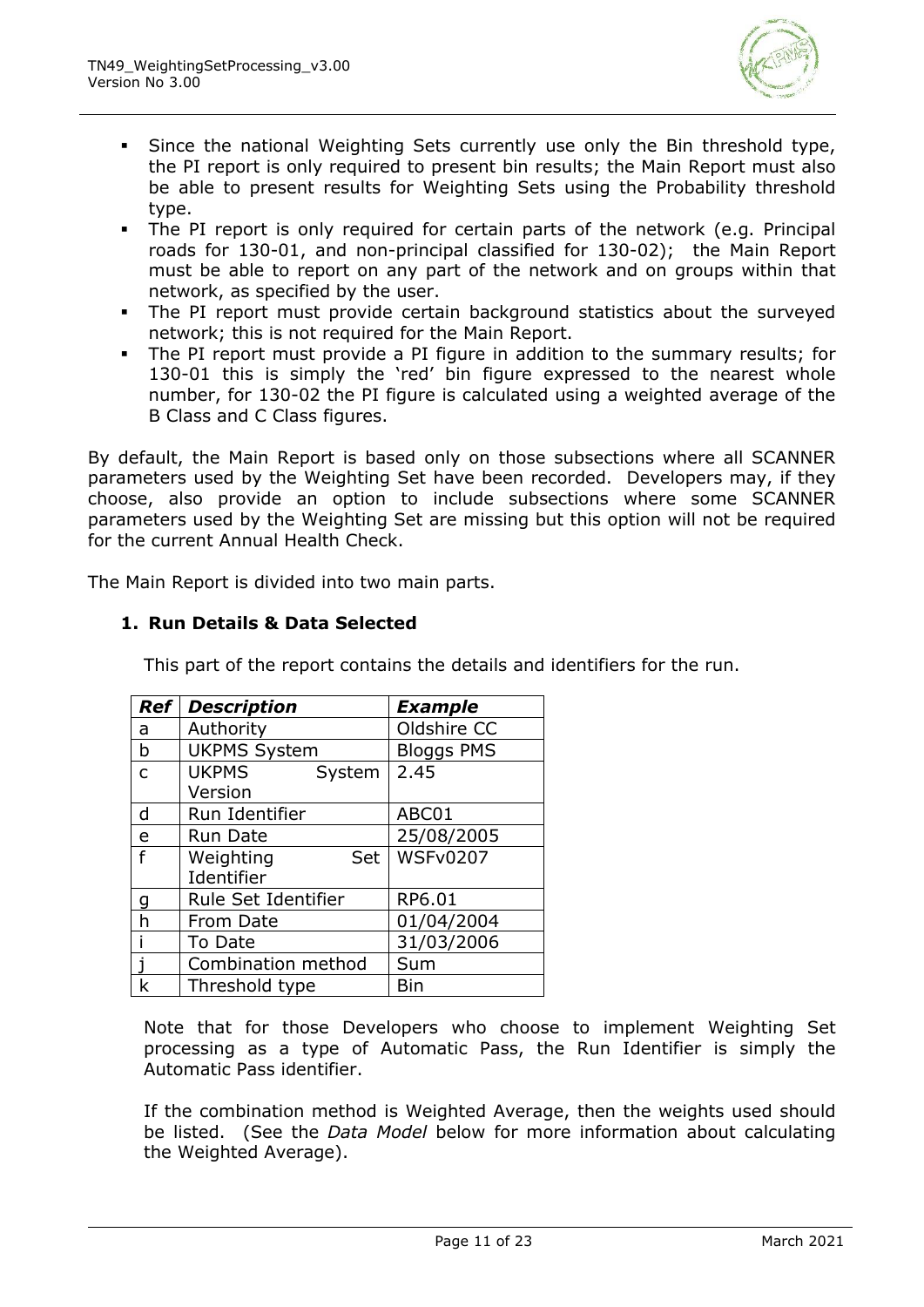- Since the national Weighting Sets currently use only the Bin threshold type, the PI report is only required to present bin results; the Main Report must also be able to present results for Weighting Sets using the Probability threshold type.
- The PI report is only required for certain parts of the network (e.g. Principal roads for 130-01, and non-principal classified for 130-02); the Main Report must be able to report on any part of the network and on groups within that network, as specified by the user.
- The PI report must provide certain background statistics about the surveyed network; this is not required for the Main Report.
- The PI report must provide a PI figure in addition to the summary results; for 130-01 this is simply the 'red' bin figure expressed to the nearest whole number, for 130-02 the PI figure is calculated using a weighted average of the B Class and C Class figures.

By default, the Main Report is based only on those subsections where all SCANNER parameters used by the Weighting Set have been recorded. Developers may, if they choose, also provide an option to include subsections where some SCANNER parameters used by the Weighting Set are missing but this option will not be required for the current Annual Health Check.

The Main Report is divided into two main parts.

### 1. Run Details & Data Selected

This part of the report contains the details and identifiers for the run.

| *Ref* | *Description* | *Example* |
|---|---|---|
| a | Authority | Oldshire CC |
| b | UKPMS System | Bloggs PMS |
| c | UKPMS System Version | 2.45 |
| d | Run Identifier | ABC01 |
| e | Run Date | 25/08/2005 |
| f | Weighting Set Identifier | WSFv0207 |
| g | Rule Set Identifier | RP6.01 |
| h | From Date | 01/04/2004 |
| i | To Date | 31/03/2006 |
| j | Combination method | Sum |
| k | Threshold type | Bin |

Note that for those Developers who choose to implement Weighting Set processing as a type of Automatic Pass, the Run Identifier is simply the Automatic Pass identifier.

If the combination method is Weighted Average, then the weights used should be listed. (See the *Data Model* below for more information about calculating the Weighted Average).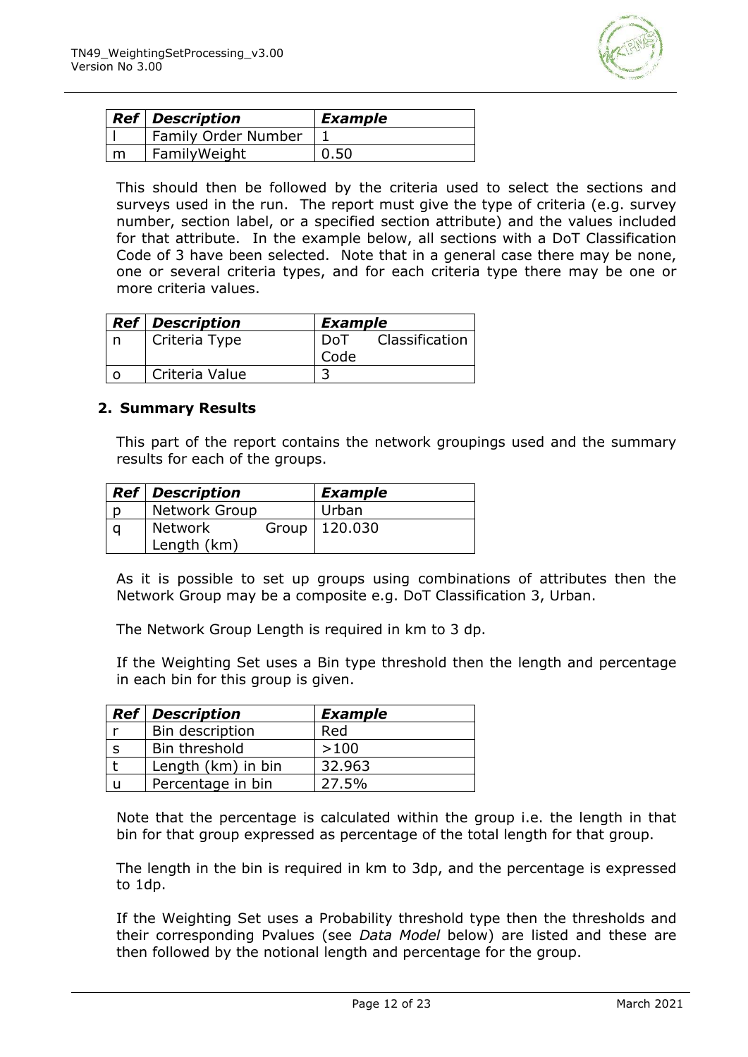| Ref | Description | Example |
|---|---|---|
| l | Family Order Number | 1 |
| m | FamilyWeight | 0.50 |

This should then be followed by the criteria used to select the sections and surveys used in the run. The report must give the type of criteria (e.g. survey number, section label, or a specified section attribute) and the values included for that attribute. In the example below, all sections with a DoT Classification Code of 3 have been selected. Note that in a general case there may be none, one or several criteria types, and for each criteria type there may be one or more criteria values.

| Ref | Description | Example |
|---|---|---|
| n | Criteria Type | DoT Classification Code |
| o | Criteria Value | 3 |

## 2. Summary Results

This part of the report contains the network groupings used and the summary results for each of the groups.

| Ref | Description | Example |
|---|---|---|
| p | Network Group | Urban |
| q | Network Group Length (km) | 120.030 |

As it is possible to set up groups using combinations of attributes then the Network Group may be a composite e.g. DoT Classification 3, Urban.

The Network Group Length is required in km to 3 dp.

If the Weighting Set uses a Bin type threshold then the length and percentage in each bin for this group is given.

| Ref | Description | Example |
|---|---|---|
| r | Bin description | Red |
| s | Bin threshold | >100 |
| t | Length (km) in bin | 32.963 |
| u | Percentage in bin | 27.5% |

Note that the percentage is calculated within the group i.e. the length in that bin for that group expressed as percentage of the total length for that group.

The length in the bin is required in km to 3dp, and the percentage is expressed to 1dp.

If the Weighting Set uses a Probability threshold type then the thresholds and their corresponding Pvalues (see *Data Model* below) are listed and these are then followed by the notional length and percentage for the group.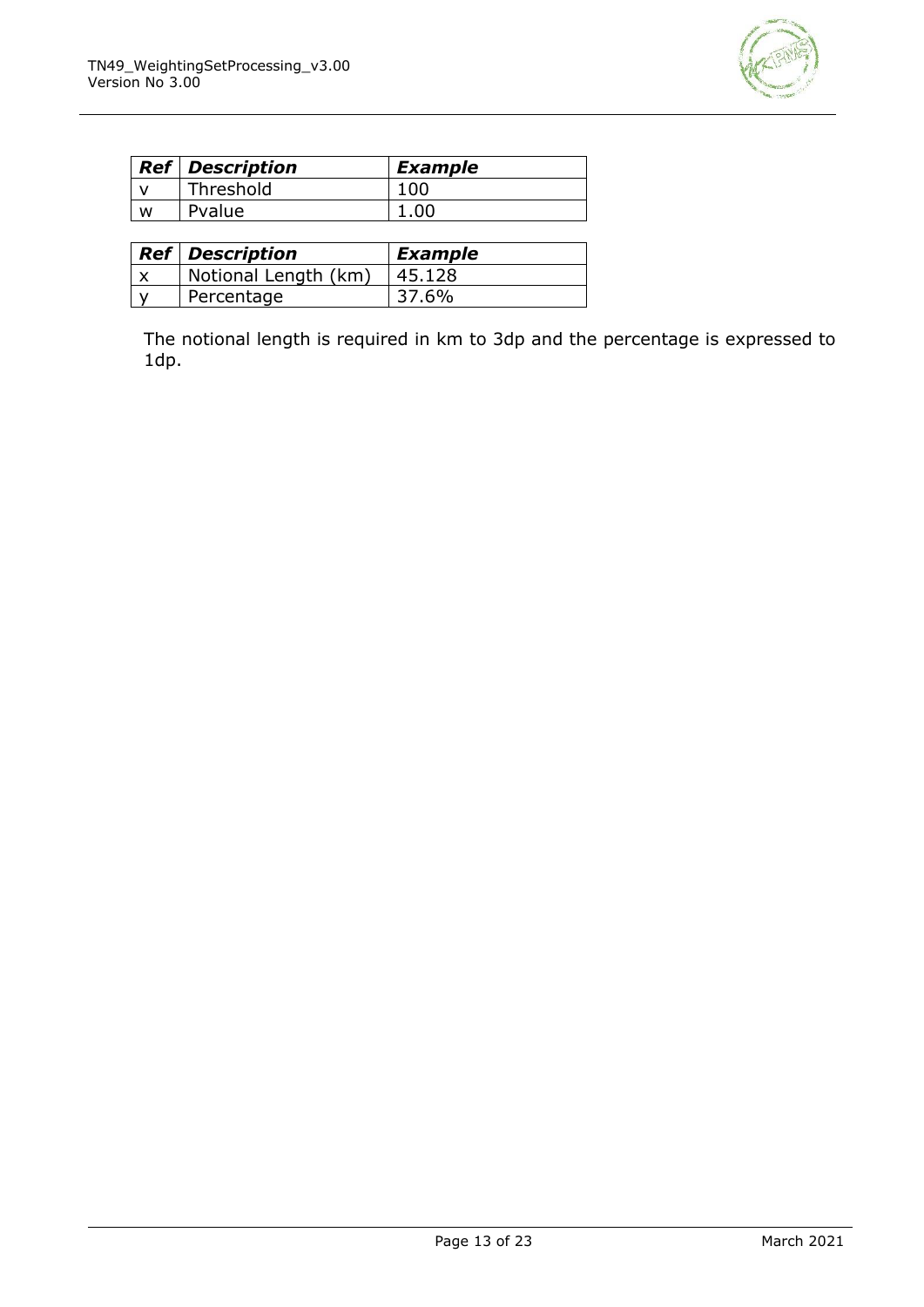| ***Ref*** | ***Description*** | ***Example*** |
|---|---|---|
| v | Threshold | 100 |
| w | Pvalue | 1.00 |

| ***Ref*** | ***Description*** | ***Example*** |
|---|---|---|
| x | Notional Length (km) | 45.128 |
| y | Percentage | 37.6% |

The notional length is required in km to 3dp and the percentage is expressed to 1dp.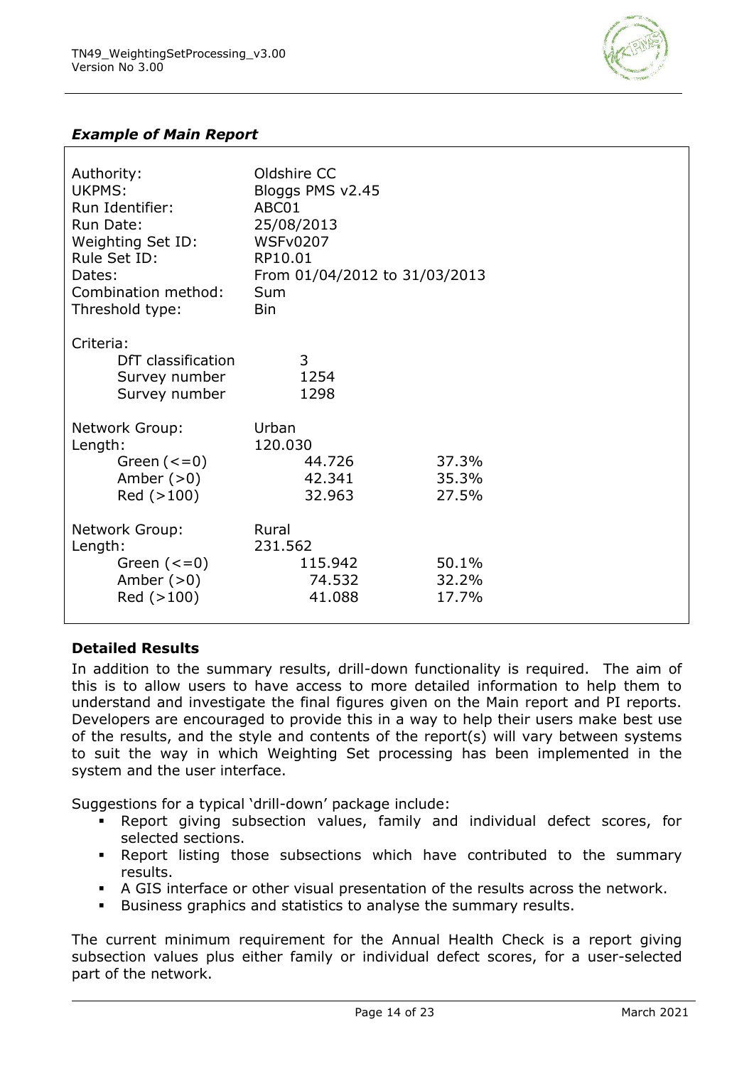***Example of Main Report***

| | | |
|---|---|---|
| Authority: | Oldshire CC | |
| UKPMS: | Bloggs PMS v2.45 | |
| Run Identifier: | ABC01 | |
| Run Date: | 25/08/2013 | |
| Weighting Set ID: | WSFv0207 | |
| Rule Set ID: | RP10.01 | |
| Dates: | From 01/04/2012 to 31/03/2013 | |
| Combination method: | Sum | |
| Threshold type: | Bin | |
| Criteria: | | |
| DfT classification | 3 | |
| Survey number | 1254 | |
| Survey number | 1298 | |
| Network Group: | Urban | |
| Length: | 120.030 | |
| Green (<=0) | 44.726 | 37.3% |
| Amber (>0) | 42.341 | 35.3% |
| Red (>100) | 32.963 | 27.5% |
| Network Group: | Rural | |
| Length: | 231.562 | |
| Green (<=0) | 115.942 | 50.1% |
| Amber (>0) | 74.532 | 32.2% |
| Red (>100) | 41.088 | 17.7% |

**Detailed Results**

In addition to the summary results, drill-down functionality is required. The aim of this is to allow users to have access to more detailed information to help them to understand and investigate the final figures given on the Main report and PI reports. Developers are encouraged to provide this in a way to help their users make best use of the results, and the style and contents of the report(s) will vary between systems to suit the way in which Weighting Set processing has been implemented in the system and the user interface.

Suggestions for a typical 'drill-down' package include:

- Report giving subsection values, family and individual defect scores, for selected sections.
- Report listing those subsections which have contributed to the summary results.
- A GIS interface or other visual presentation of the results across the network.
- Business graphics and statistics to analyse the summary results.

The current minimum requirement for the Annual Health Check is a report giving subsection values plus either family or individual defect scores, for a user-selected part of the network.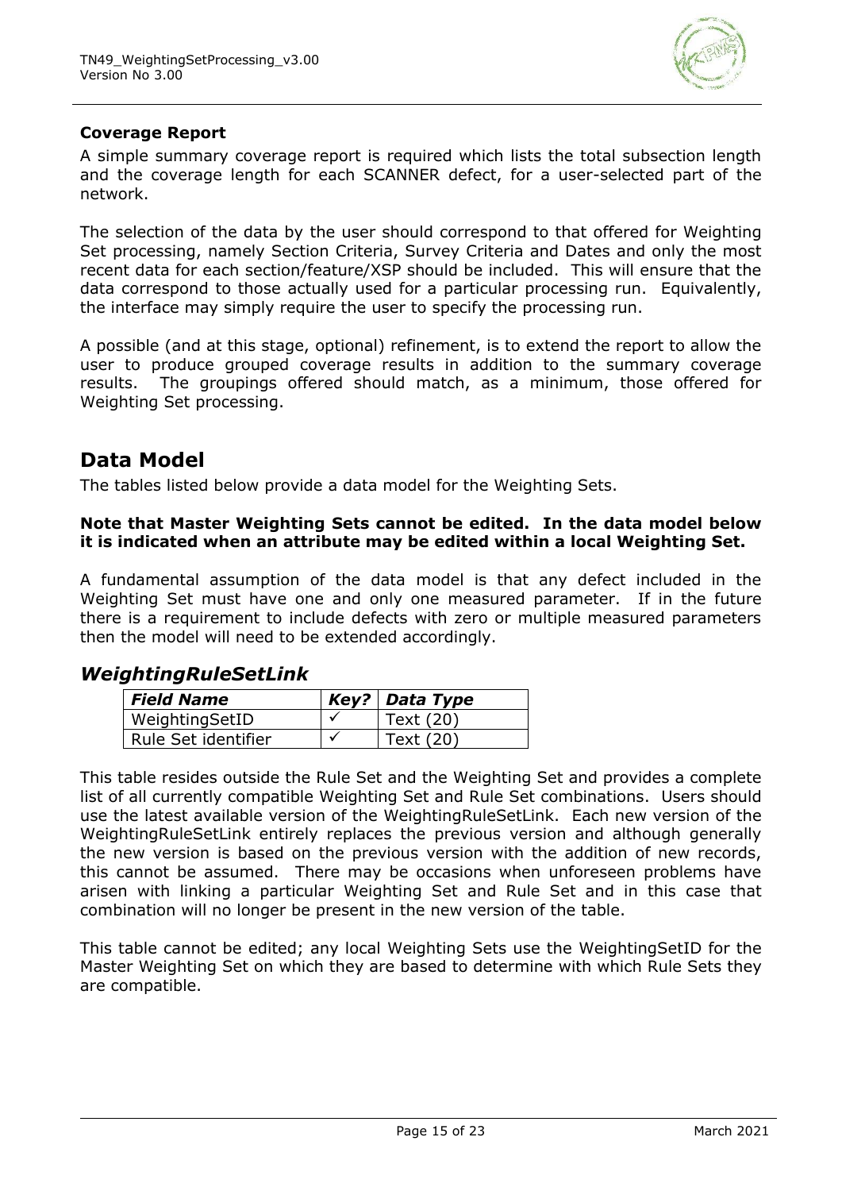**Coverage Report**

A simple summary coverage report is required which lists the total subsection length and the coverage length for each SCANNER defect, for a user-selected part of the network.

The selection of the data by the user should correspond to that offered for Weighting Set processing, namely Section Criteria, Survey Criteria and Dates and only the most recent data for each section/feature/XSP should be included. This will ensure that the data correspond to those actually used for a particular processing run. Equivalently, the interface may simply require the user to specify the processing run.

A possible (and at this stage, optional) refinement, is to extend the report to allow the user to produce grouped coverage results in addition to the summary coverage results. The groupings offered should match, as a minimum, those offered for Weighting Set processing.

# Data Model

The tables listed below provide a data model for the Weighting Sets.

**Note that Master Weighting Sets cannot be edited. In the data model below it is indicated when an attribute may be edited within a local Weighting Set.**

A fundamental assumption of the data model is that any defect included in the Weighting Set must have one and only one measured parameter. If in the future there is a requirement to include defects with zero or multiple measured parameters then the model will need to be extended accordingly.

## *WeightingRuleSetLink*

| *Field Name* | *Key?* | *Data Type* |
|---|---|---|
| WeightingSetID | ✓ | Text (20) |
| Rule Set identifier | ✓ | Text (20) |

This table resides outside the Rule Set and the Weighting Set and provides a complete list of all currently compatible Weighting Set and Rule Set combinations. Users should use the latest available version of the WeightingRuleSetLink. Each new version of the WeightingRuleSetLink entirely replaces the previous version and although generally the new version is based on the previous version with the addition of new records, this cannot be assumed. There may be occasions when unforeseen problems have arisen with linking a particular Weighting Set and Rule Set and in this case that combination will no longer be present in the new version of the table.

This table cannot be edited; any local Weighting Sets use the WeightingSetID for the Master Weighting Set on which they are based to determine with which Rule Sets they are compatible.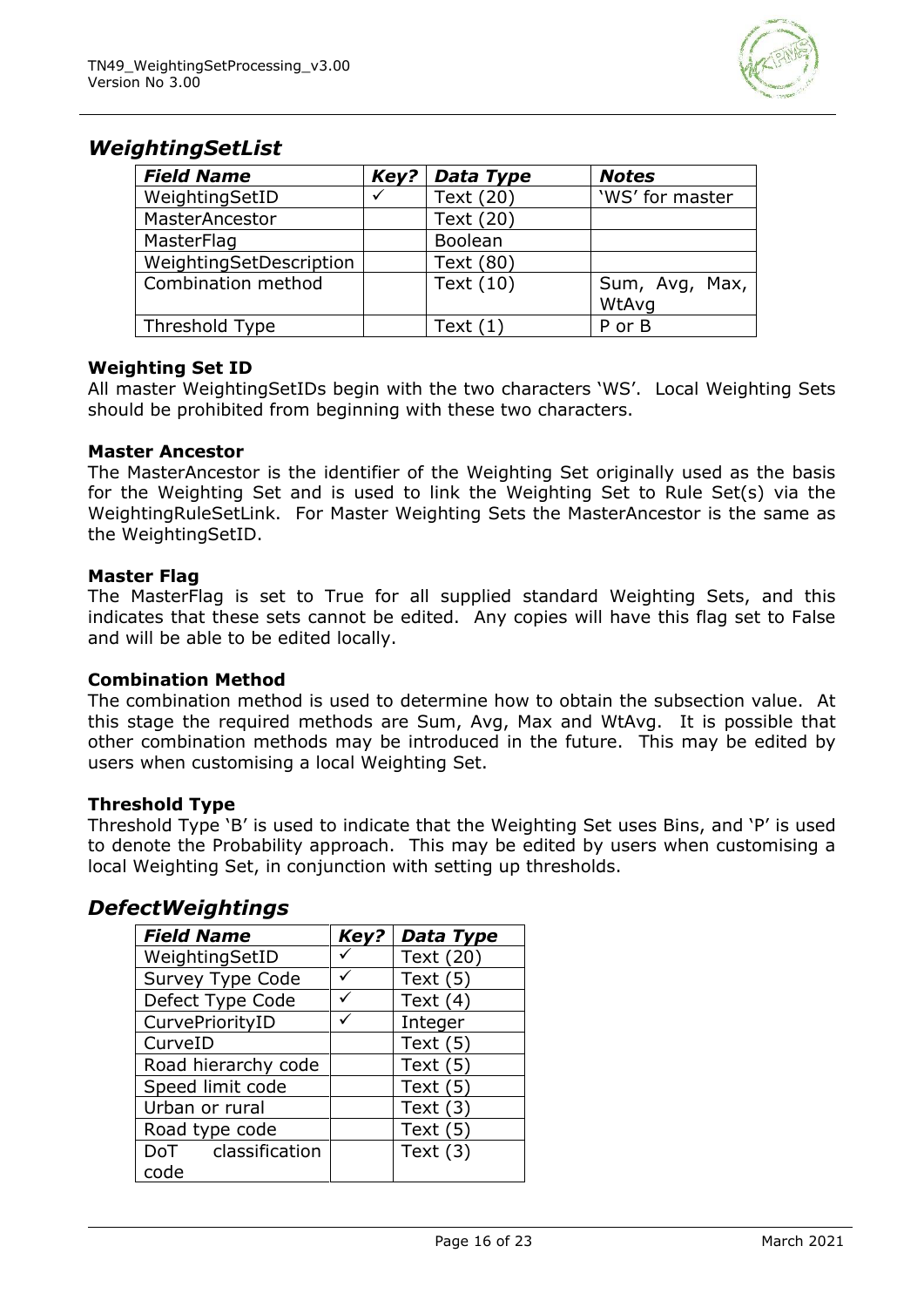## *WeightingSetList*

| *Field Name* | *Key?* | *Data Type* | *Notes* |
|---|---|---|---|
| WeightingSetID | ✓ | Text (20) | 'WS' for master |
| MasterAncestor | | Text (20) | |
| MasterFlag | | Boolean | |
| WeightingSetDescription | | Text (80) | |
| Combination method | | Text (10) | Sum, Avg, Max, WtAvg |
| Threshold Type | | Text (1) | P or B |

**Weighting Set ID**

All master WeightingSetIDs begin with the two characters 'WS'. Local Weighting Sets should be prohibited from beginning with these two characters.

**Master Ancestor**

The MasterAncestor is the identifier of the Weighting Set originally used as the basis for the Weighting Set and is used to link the Weighting Set to Rule Set(s) via the WeightingRuleSetLink. For Master Weighting Sets the MasterAncestor is the same as the WeightingSetID.

**Master Flag**

The MasterFlag is set to True for all supplied standard Weighting Sets, and this indicates that these sets cannot be edited. Any copies will have this flag set to False and will be able to be edited locally.

**Combination Method**

The combination method is used to determine how to obtain the subsection value. At this stage the required methods are Sum, Avg, Max and WtAvg. It is possible that other combination methods may be introduced in the future. This may be edited by users when customising a local Weighting Set.

**Threshold Type**

Threshold Type 'B' is used to indicate that the Weighting Set uses Bins, and 'P' is used to denote the Probability approach. This may be edited by users when customising a local Weighting Set, in conjunction with setting up thresholds.

## *DefectWeightings*

| *Field Name* | *Key?* | *Data Type* |
|---|---|---|
| WeightingSetID | ✓ | Text (20) |
| Survey Type Code | ✓ | Text (5) |
| Defect Type Code | ✓ | Text (4) |
| CurvePriorityID | ✓ | Integer |
| CurveID | | Text (5) |
| Road hierarchy code | | Text (5) |
| Speed limit code | | Text (5) |
| Urban or rural | | Text (3) |
| Road type code | | Text (5) |
| DoT classification code | | Text (3) |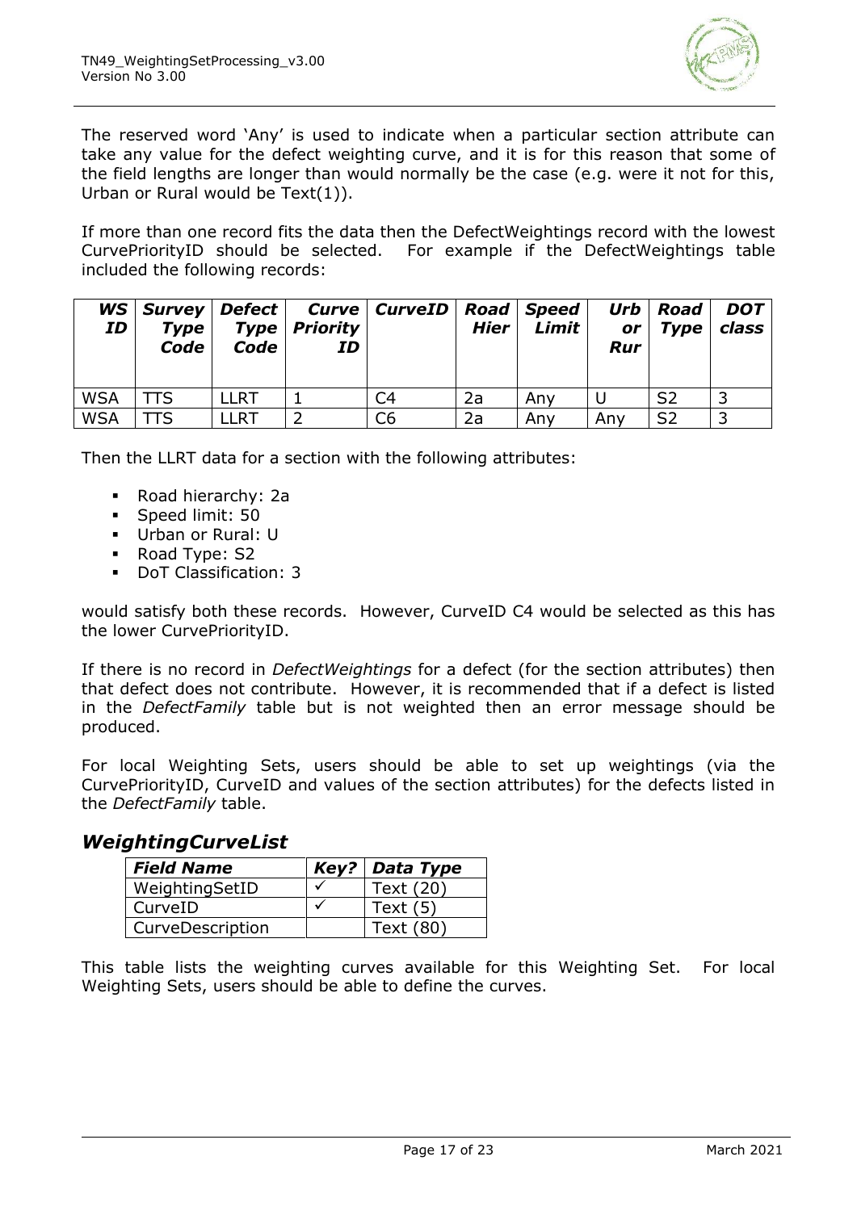The reserved word 'Any' is used to indicate when a particular section attribute can take any value for the defect weighting curve, and it is for this reason that some of the field lengths are longer than would normally be the case (e.g. were it not for this, Urban or Rural would be Text(1)).

If more than one record fits the data then the DefectWeightings record with the lowest CurvePriorityID should be selected. For example if the DefectWeightings table included the following records:

| *WS ID* | *Survey Type Code* | *Defect Type Code* | *Curve Priority ID* | *CurveID* | *Road Hier* | *Speed Limit* | *Urb or Rur* | *Road Type* | *DOT class* |
|---|---|---|---|---|---|---|---|---|---|
| WSA | TTS | LLRT | 1 | C4 | 2a | Any | U | S2 | 3 |
| WSA | TTS | LLRT | 2 | C6 | 2a | Any | Any | S2 | 3 |

Then the LLRT data for a section with the following attributes:

- Road hierarchy: 2a
- Speed limit: 50
- Urban or Rural: U
- Road Type: S2
- DoT Classification: 3

would satisfy both these records. However, CurveID C4 would be selected as this has the lower CurvePriorityID.

If there is no record in *DefectWeightings* for a defect (for the section attributes) then that defect does not contribute. However, it is recommended that if a defect is listed in the *DefectFamily* table but is not weighted then an error message should be produced.

For local Weighting Sets, users should be able to set up weightings (via the CurvePriorityID, CurveID and values of the section attributes) for the defects listed in the *DefectFamily* table.

## *WeightingCurveList*

| *Field Name* | *Key?* | *Data Type* |
|---|---|---|
| WeightingSetID | ✓ | Text (20) |
| CurveID | ✓ | Text (5) |
| CurveDescription | | Text (80) |

This table lists the weighting curves available for this Weighting Set. For local Weighting Sets, users should be able to define the curves.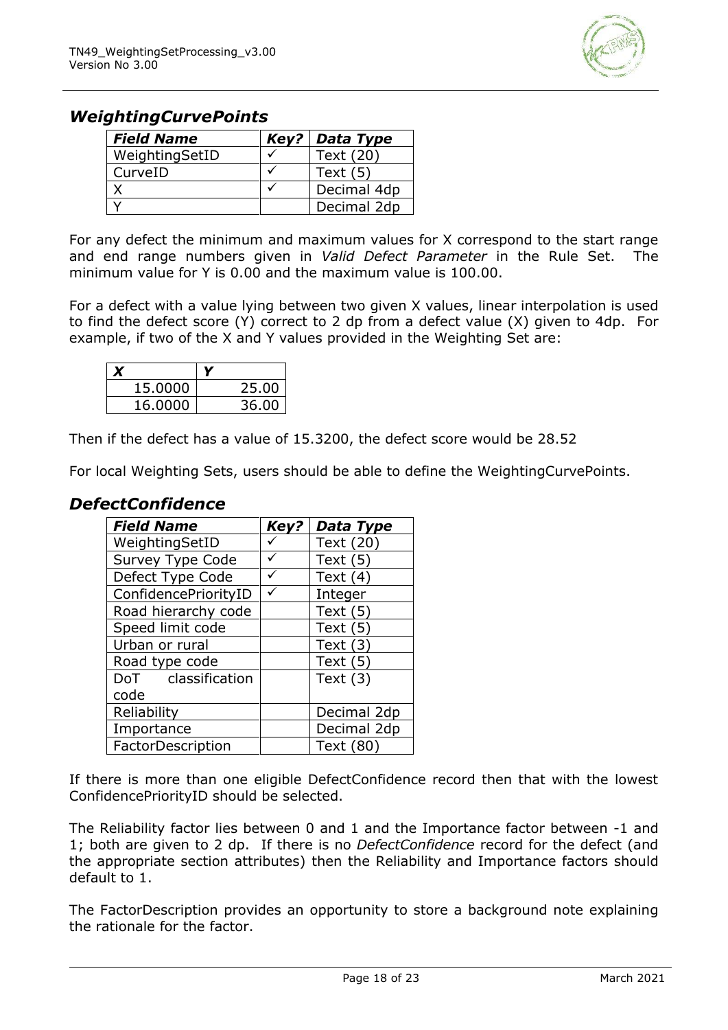## *WeightingCurvePoints*

| *Field Name* | *Key?* | *Data Type* |
|---|---|---|
| WeightingSetID | ✓ | Text (20) |
| CurveID | ✓ | Text (5) |
| X | ✓ | Decimal 4dp |
| Y | | Decimal 2dp |

For any defect the minimum and maximum values for X correspond to the start range and end range numbers given in *Valid Defect Parameter* in the Rule Set. The minimum value for Y is 0.00 and the maximum value is 100.00.

For a defect with a value lying between two given X values, linear interpolation is used to find the defect score (Y) correct to 2 dp from a defect value (X) given to 4dp. For example, if two of the X and Y values provided in the Weighting Set are:

| *X* | *Y* |
|---|---|
| 15.0000 | 25.00 |
| 16.0000 | 36.00 |

Then if the defect has a value of 15.3200, the defect score would be 28.52

For local Weighting Sets, users should be able to define the WeightingCurvePoints.

## *DefectConfidence*

| *Field Name* | *Key?* | *Data Type* |
|---|---|---|
| WeightingSetID | ✓ | Text (20) |
| Survey Type Code | ✓ | Text (5) |
| Defect Type Code | ✓ | Text (4) |
| ConfidencePriorityID | ✓ | Integer |
| Road hierarchy code | | Text (5) |
| Speed limit code | | Text (5) |
| Urban or rural | | Text (3) |
| Road type code | | Text (5) |
| DoT classification code | | Text (3) |
| Reliability | | Decimal 2dp |
| Importance | | Decimal 2dp |
| FactorDescription | | Text (80) |

If there is more than one eligible DefectConfidence record then that with the lowest ConfidencePriorityID should be selected.

The Reliability factor lies between 0 and 1 and the Importance factor between -1 and 1; both are given to 2 dp. If there is no *DefectConfidence* record for the defect (and the appropriate section attributes) then the Reliability and Importance factors should default to 1.

The FactorDescription provides an opportunity to store a background note explaining the rationale for the factor.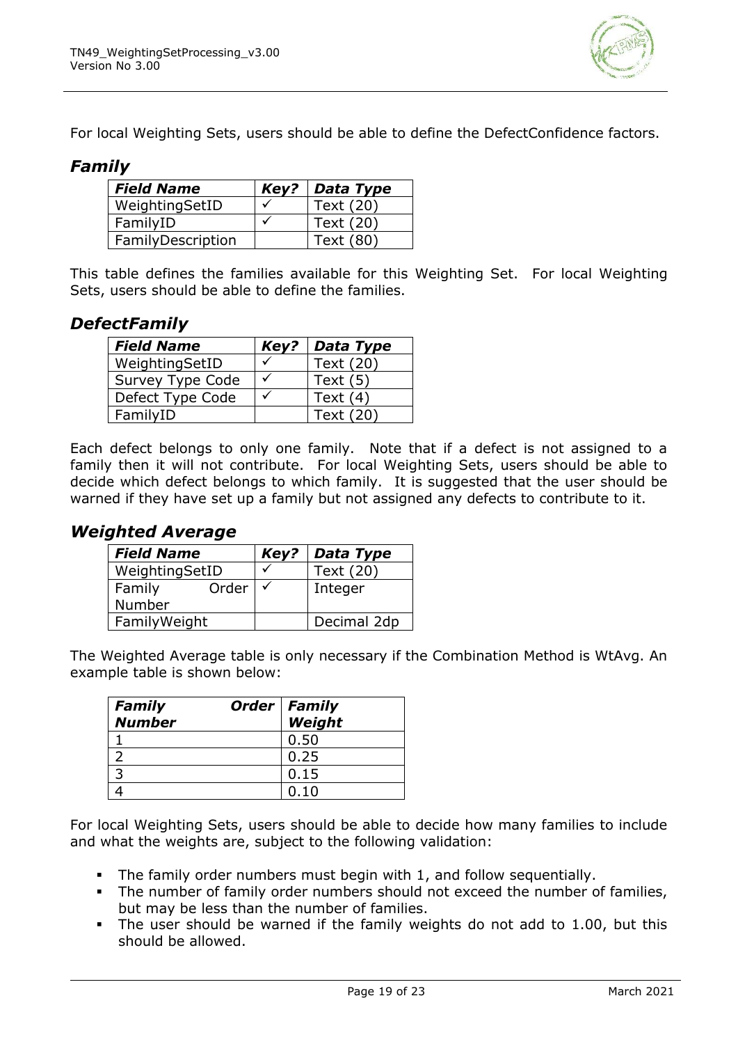For local Weighting Sets, users should be able to define the DefectConfidence factors.

## *Family*

| *Field Name* | *Key?* | *Data Type* |
|---|---|---|
| WeightingSetID | ✓ | Text (20) |
| FamilyID | ✓ | Text (20) |
| FamilyDescription | | Text (80) |

This table defines the families available for this Weighting Set. For local Weighting Sets, users should be able to define the families.

## *DefectFamily*

| *Field Name* | *Key?* | *Data Type* |
|---|---|---|
| WeightingSetID | ✓ | Text (20) |
| Survey Type Code | ✓ | Text (5) |
| Defect Type Code | ✓ | Text (4) |
| FamilyID | | Text (20) |

Each defect belongs to only one family. Note that if a defect is not assigned to a family then it will not contribute. For local Weighting Sets, users should be able to decide which defect belongs to which family. It is suggested that the user should be warned if they have set up a family but not assigned any defects to contribute to it.

## *Weighted Average*

| *Field Name* | *Key?* | *Data Type* |
|---|---|---|
| WeightingSetID | ✓ | Text (20) |
| Family Order Number | ✓ | Integer |
| FamilyWeight | | Decimal 2dp |

The Weighted Average table is only necessary if the Combination Method is WtAvg. An example table is shown below:

| *Family Order Number* | *Family Weight* |
|---|---|
| 1 | 0.50 |
| 2 | 0.25 |
| 3 | 0.15 |
| 4 | 0.10 |

For local Weighting Sets, users should be able to decide how many families to include and what the weights are, subject to the following validation:

- The family order numbers must begin with 1, and follow sequentially.
- The number of family order numbers should not exceed the number of families, but may be less than the number of families.
- The user should be warned if the family weights do not add to 1.00, but this should be allowed.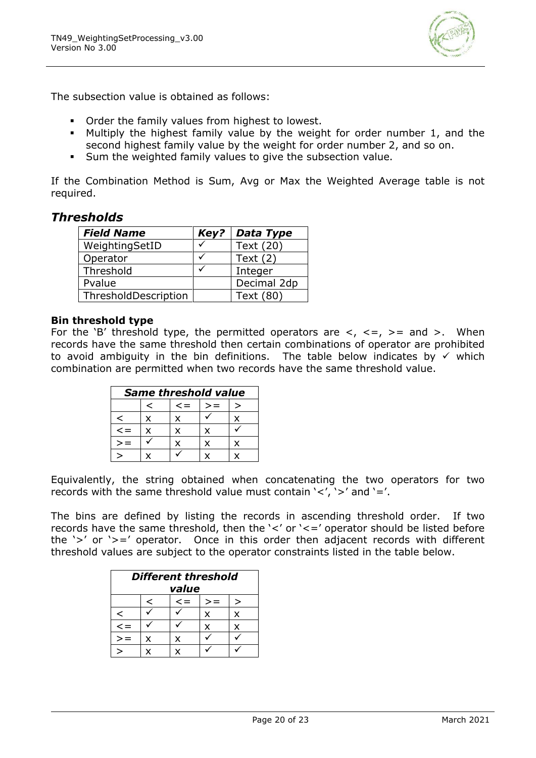The subsection value is obtained as follows:

- Order the family values from highest to lowest.
- Multiply the highest family value by the weight for order number 1, and the second highest family value by the weight for order number 2, and so on.
- Sum the weighted family values to give the subsection value.

If the Combination Method is Sum, Avg or Max the Weighted Average table is not required.

## *Thresholds*

| *Field Name* | *Key?* | *Data Type* |
|---|---|---|
| WeightingSetID | ✓ | Text (20) |
| Operator | ✓ | Text (2) |
| Threshold | ✓ | Integer |
| Pvalue | | Decimal 2dp |
| ThresholdDescription | | Text (80) |

**Bin threshold type**

For the 'B' threshold type, the permitted operators are <, <=, >= and >. When records have the same threshold then certain combinations of operator are prohibited to avoid ambiguity in the bin definitions. The table below indicates by ✓ which combination are permitted when two records have the same threshold value.

| *Same threshold value* | | | | |
|---|---|---|---|---|
| | < | <= | >= | > |
| < | x | x | ✓ | x |
| <= | x | x | x | ✓ |
| >= | ✓ | x | x | x |
| > | x | ✓ | x | x |

Equivalently, the string obtained when concatenating the two operators for two records with the same threshold value must contain '<', '>' and '='.

The bins are defined by listing the records in ascending threshold order. If two records have the same threshold, then the '<' or '<=' operator should be listed before the '>' or '>=' operator. Once in this order then adjacent records with different threshold values are subject to the operator constraints listed in the table below.

| *Different threshold value* | | | | |
|---|---|---|---|---|
| | < | <= | >= | > |
| < | ✓ | ✓ | x | x |
| <= | ✓ | ✓ | x | x |
| >= | x | x | ✓ | ✓ |
| > | x | x | ✓ | ✓ |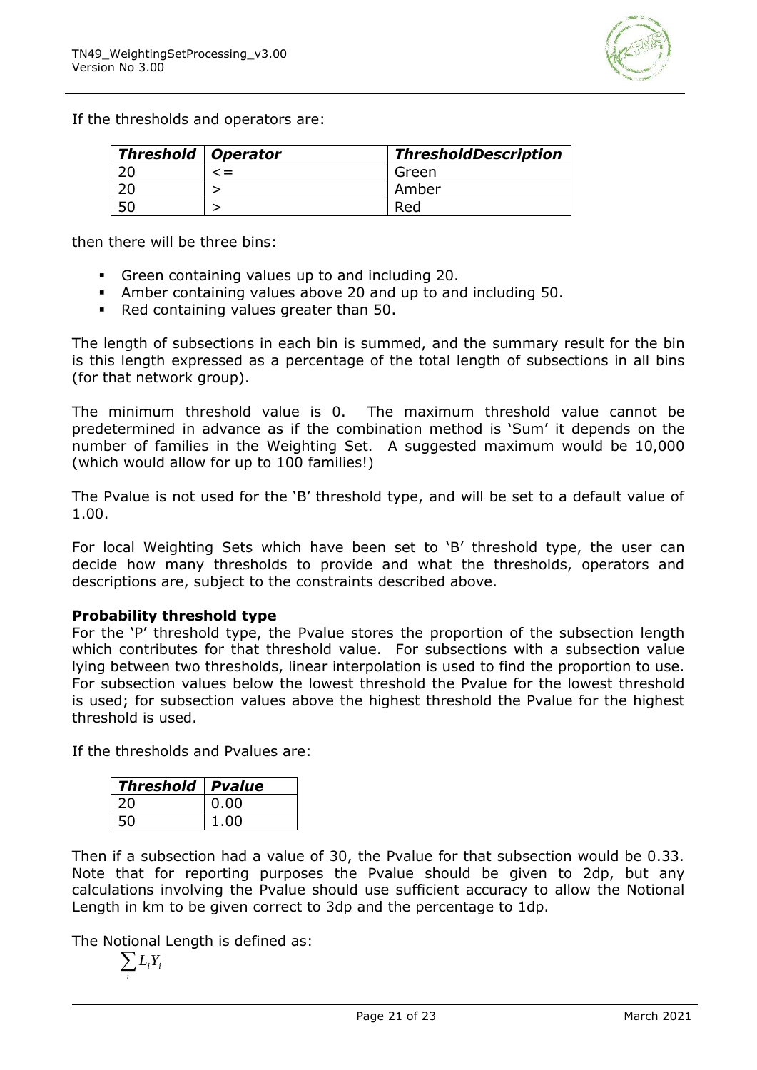If the thresholds and operators are:

| *Threshold* | *Operator* | *ThresholdDescription* |
|---|---|---|
| 20 | <= | Green |
| 20 | > | Amber |
| 50 | > | Red |

then there will be three bins:

- Green containing values up to and including 20.
- Amber containing values above 20 and up to and including 50.
- Red containing values greater than 50.

The length of subsections in each bin is summed, and the summary result for the bin is this length expressed as a percentage of the total length of subsections in all bins (for that network group).

The minimum threshold value is 0. The maximum threshold value cannot be predetermined in advance as if the combination method is 'Sum' it depends on the number of families in the Weighting Set. A suggested maximum would be 10,000 (which would allow for up to 100 families!)

The Pvalue is not used for the 'B' threshold type, and will be set to a default value of 1.00.

For local Weighting Sets which have been set to 'B' threshold type, the user can decide how many thresholds to provide and what the thresholds, operators and descriptions are, subject to the constraints described above.

**Probability threshold type**

For the 'P' threshold type, the Pvalue stores the proportion of the subsection length which contributes for that threshold value. For subsections with a subsection value lying between two thresholds, linear interpolation is used to find the proportion to use. For subsection values below the lowest threshold the Pvalue for the lowest threshold is used; for subsection values above the highest threshold the Pvalue for the highest threshold is used.

If the thresholds and Pvalues are:

| *Threshold* | *Pvalue* |
|---|---|
| 20 | 0.00 |
| 50 | 1.00 |

Then if a subsection had a value of 30, the Pvalue for that subsection would be 0.33. Note that for reporting purposes the Pvalue should be given to 2dp, but any calculations involving the Pvalue should use sufficient accuracy to allow the Notional Length in km to be given correct to 3dp and the percentage to 1dp.

The Notional Length is defined as:

$$\sum_i L_i Y_i$$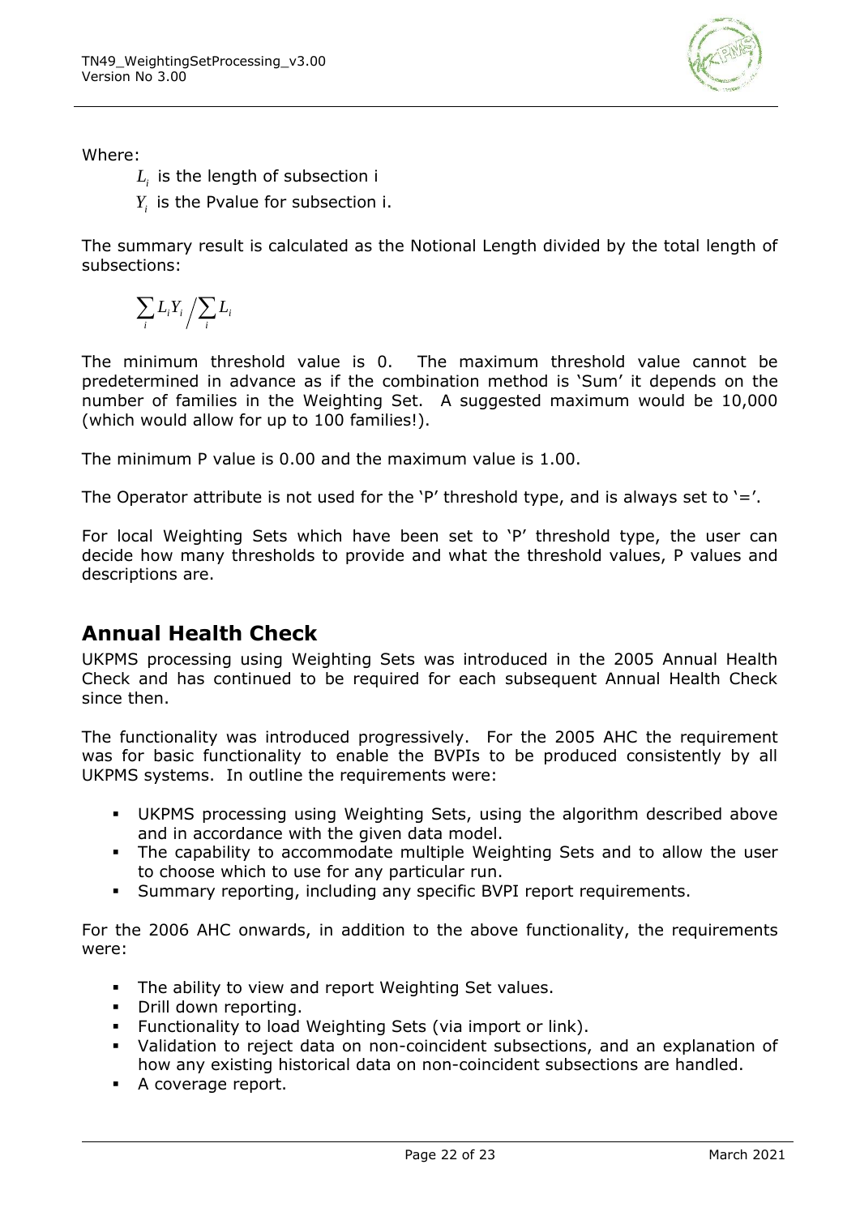Where:

$L_i$ is the length of subsection i

$Y_i$ is the Pvalue for subsection i.

The summary result is calculated as the Notional Length divided by the total length of subsections:

$$\sum_i L_i Y_i \Big/ \sum_i L_i$$

The minimum threshold value is 0. The maximum threshold value cannot be predetermined in advance as if the combination method is 'Sum' it depends on the number of families in the Weighting Set. A suggested maximum would be 10,000 (which would allow for up to 100 families!).

The minimum P value is 0.00 and the maximum value is 1.00.

The Operator attribute is not used for the 'P' threshold type, and is always set to '='.

For local Weighting Sets which have been set to 'P' threshold type, the user can decide how many thresholds to provide and what the threshold values, P values and descriptions are.

## Annual Health Check

UKPMS processing using Weighting Sets was introduced in the 2005 Annual Health Check and has continued to be required for each subsequent Annual Health Check since then.

The functionality was introduced progressively. For the 2005 AHC the requirement was for basic functionality to enable the BVPIs to be produced consistently by all UKPMS systems. In outline the requirements were:

- UKPMS processing using Weighting Sets, using the algorithm described above and in accordance with the given data model.
- The capability to accommodate multiple Weighting Sets and to allow the user to choose which to use for any particular run.
- Summary reporting, including any specific BVPI report requirements.

For the 2006 AHC onwards, in addition to the above functionality, the requirements were:

- The ability to view and report Weighting Set values.
- Drill down reporting.
- Functionality to load Weighting Sets (via import or link).
- Validation to reject data on non-coincident subsections, and an explanation of how any existing historical data on non-coincident subsections are handled.
- A coverage report.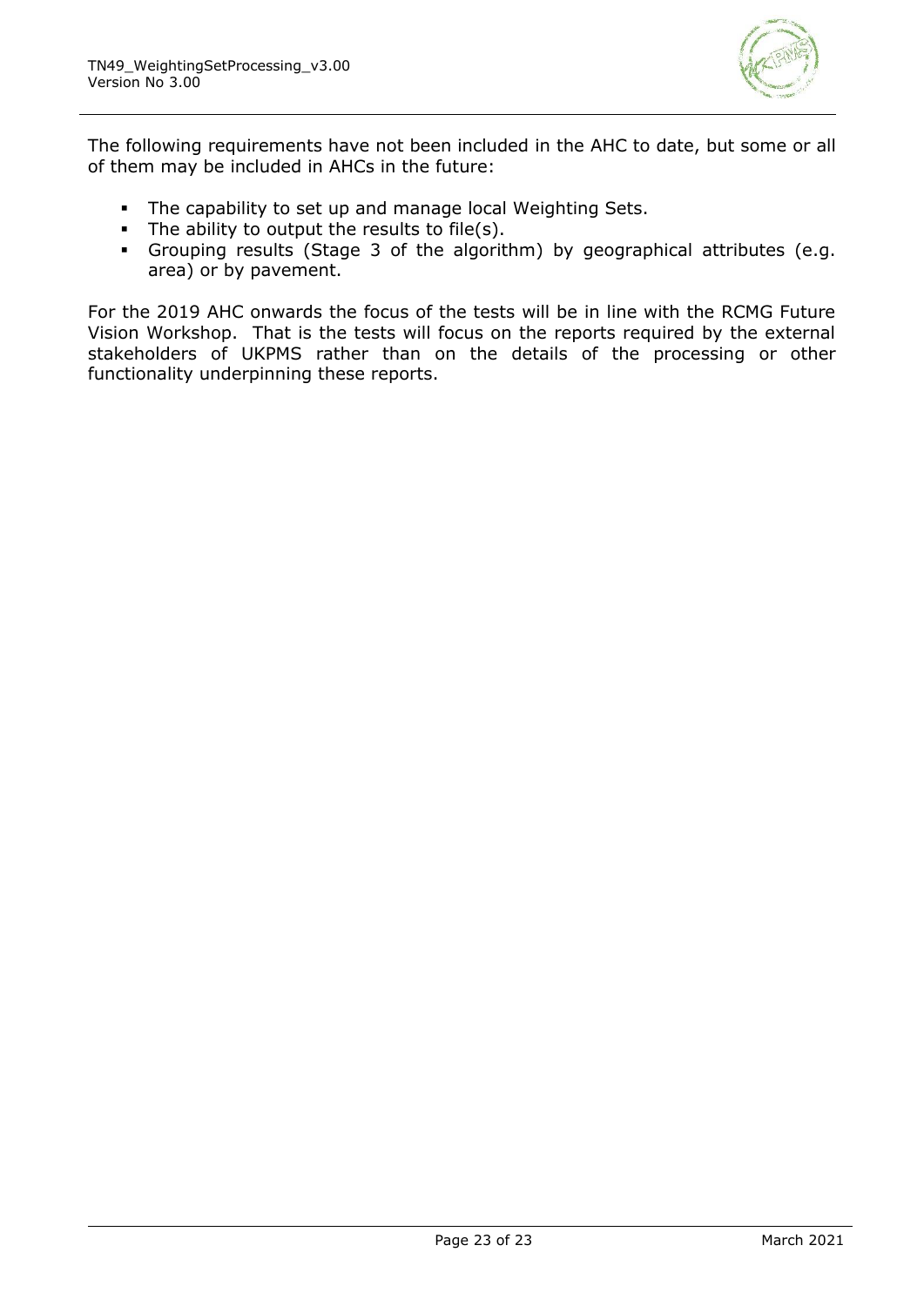The following requirements have not been included in the AHC to date, but some or all of them may be included in AHCs in the future:

- The capability to set up and manage local Weighting Sets.
- The ability to output the results to file(s).
- Grouping results (Stage 3 of the algorithm) by geographical attributes (e.g. area) or by pavement.

For the 2019 AHC onwards the focus of the tests will be in line with the RCMG Future Vision Workshop. That is the tests will focus on the reports required by the external stakeholders of UKPMS rather than on the details of the processing or other functionality underpinning these reports.